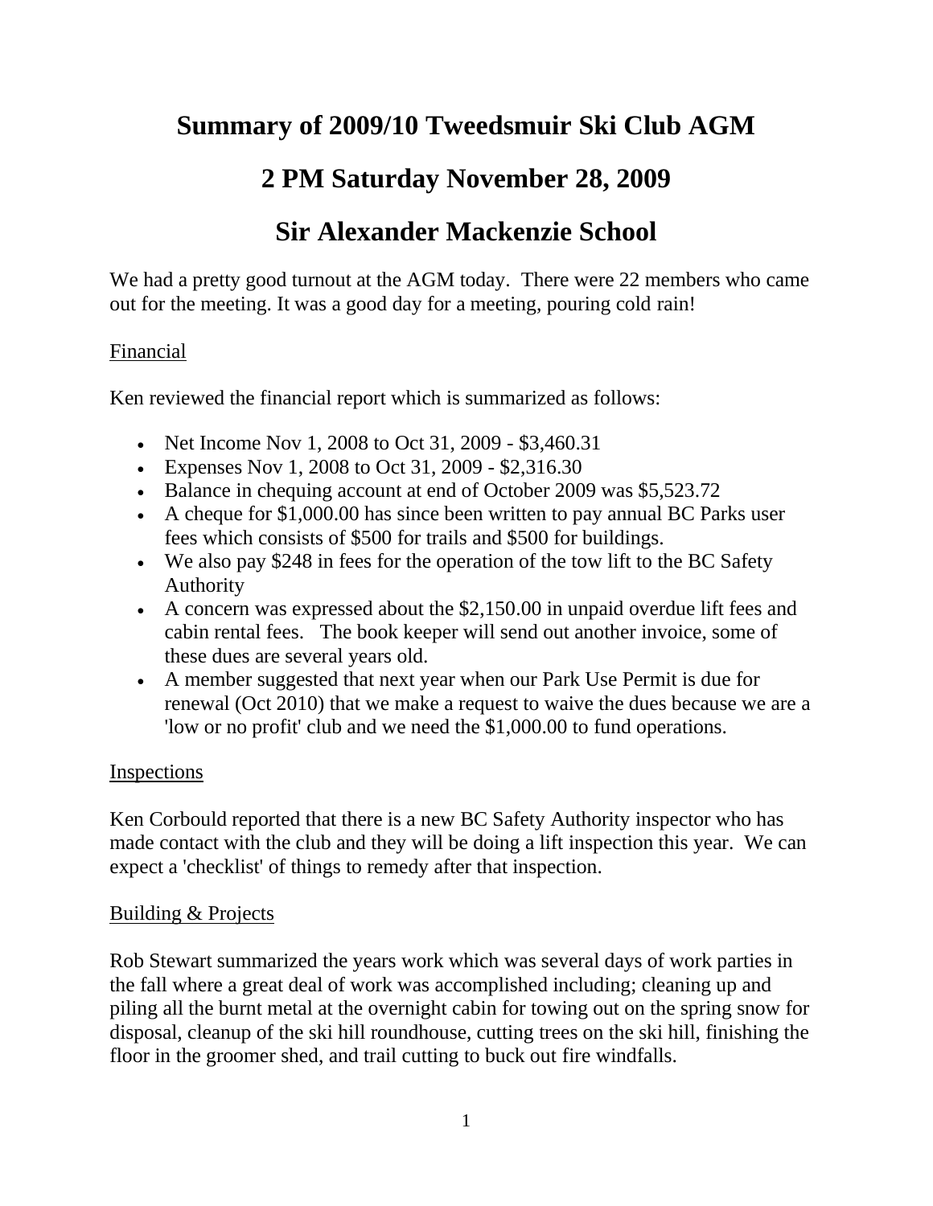# Summary of 2009/10 Tweedsmuir Ski Club AGM

# 2 PM Saturday November 28, 2009

# Sir Alexander Mackenzie School

We had a pretty good turnout at the AGM today. There were 22 members who came out for the meeting. It was a good day for a meeting, pouring cold rain!

<u>Financial</u>

Ken reviewed the financial report which is summarized as follows:

- Net Income Nov 1, 2008 to Oct 31, 2009 - $3,460.31
- Expenses Nov 1, 2008 to Oct 31, 2009 - $2,316.30
- Balance in chequing account at end of October 2009 was $5,523.72
- A cheque for $1,000.00 has since been written to pay annual BC Parks user fees which consists of $500 for trails and $500 for buildings.
- We also pay $248 in fees for the operation of the tow lift to the BC Safety Authority
- A concern was expressed about the $2,150.00 in unpaid overdue lift fees and cabin rental fees. The book keeper will send out another invoice, some of these dues are several years old.
- A member suggested that next year when our Park Use Permit is due for renewal (Oct 2010) that we make a request to waive the dues because we are a 'low or no profit' club and we need the $1,000.00 to fund operations.

<u>Inspections</u>

Ken Corbould reported that there is a new BC Safety Authority inspector who has made contact with the club and they will be doing a lift inspection this year. We can expect a 'checklist' of things to remedy after that inspection.

<u>Building & Projects</u>

Rob Stewart summarized the years work which was several days of work parties in the fall where a great deal of work was accomplished including; cleaning up and piling all the burnt metal at the overnight cabin for towing out on the spring snow for disposal, cleanup of the ski hill roundhouse, cutting trees on the ski hill, finishing the floor in the groomer shed, and trail cutting to buck out fire windfalls.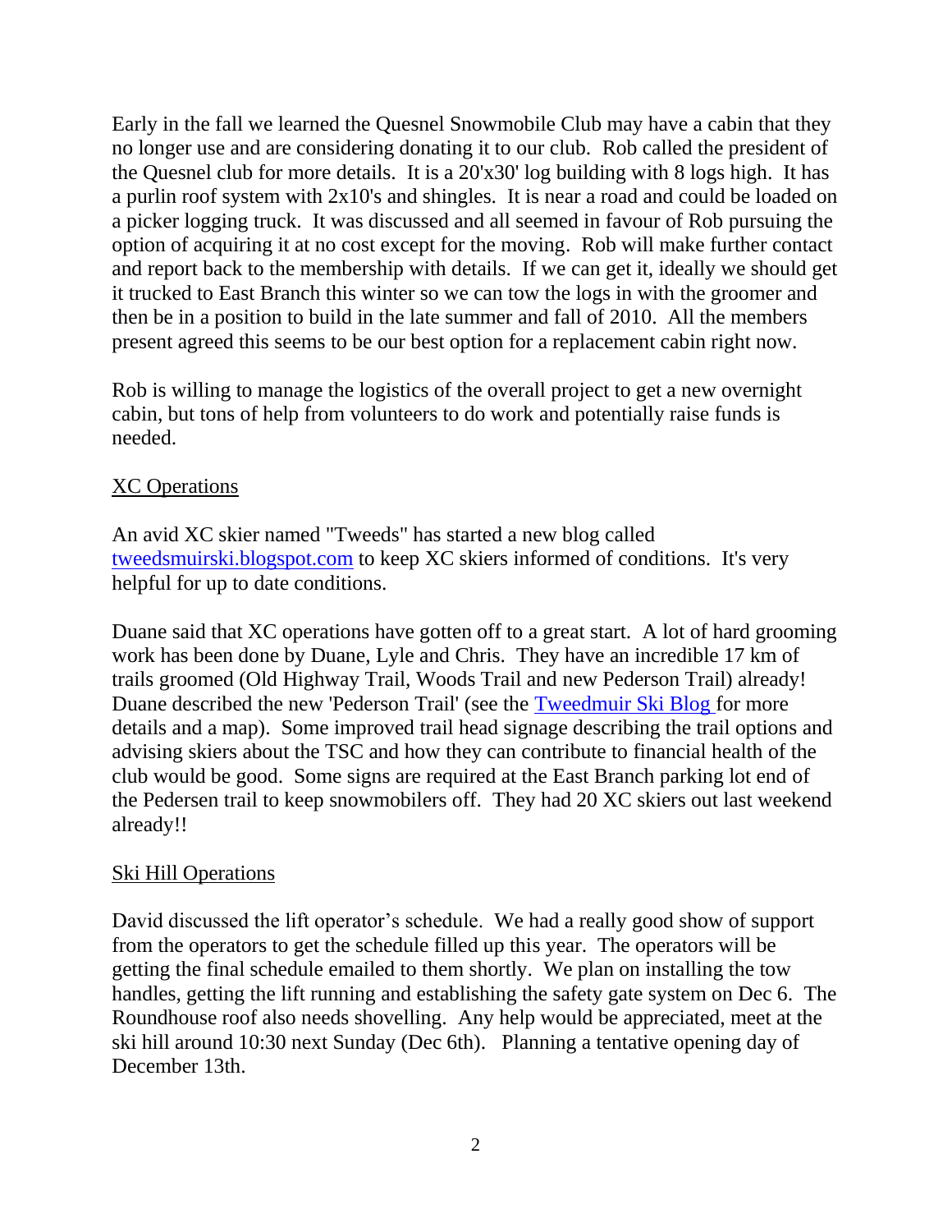Early in the fall we learned the Quesnel Snowmobile Club may have a cabin that they no longer use and are considering donating it to our club. Rob called the president of the Quesnel club for more details. It is a 20'x30' log building with 8 logs high. It has a purlin roof system with 2x10's and shingles. It is near a road and could be loaded on a picker logging truck. It was discussed and all seemed in favour of Rob pursuing the option of acquiring it at no cost except for the moving. Rob will make further contact and report back to the membership with details. If we can get it, ideally we should get it trucked to East Branch this winter so we can tow the logs in with the groomer and then be in a position to build in the late summer and fall of 2010. All the members present agreed this seems to be our best option for a replacement cabin right now.

Rob is willing to manage the logistics of the overall project to get a new overnight cabin, but tons of help from volunteers to do work and potentially raise funds is needed.

<u>XC Operations</u>

An avid XC skier named "Tweeds" has started a new blog called [tweedsmuirski.blogspot.com](http://tweedsmuirski.blogspot.com) to keep XC skiers informed of conditions. It's very helpful for up to date conditions.

Duane said that XC operations have gotten off to a great start. A lot of hard grooming work has been done by Duane, Lyle and Chris. They have an incredible 17 km of trails groomed (Old Highway Trail, Woods Trail and new Pederson Trail) already! Duane described the new 'Pederson Trail' (see the [Tweedmuir Ski Blog](http://tweedsmuirski.blogspot.com) for more details and a map). Some improved trail head signage describing the trail options and advising skiers about the TSC and how they can contribute to financial health of the club would be good. Some signs are required at the East Branch parking lot end of the Pedersen trail to keep snowmobilers off. They had 20 XC skiers out last weekend already!!

<u>Ski Hill Operations</u>

David discussed the lift operator's schedule. We had a really good show of support from the operators to get the schedule filled up this year. The operators will be getting the final schedule emailed to them shortly. We plan on installing the tow handles, getting the lift running and establishing the safety gate system on Dec 6. The Roundhouse roof also needs shovelling. Any help would be appreciated, meet at the ski hill around 10:30 next Sunday (Dec 6th). Planning a tentative opening day of December 13th.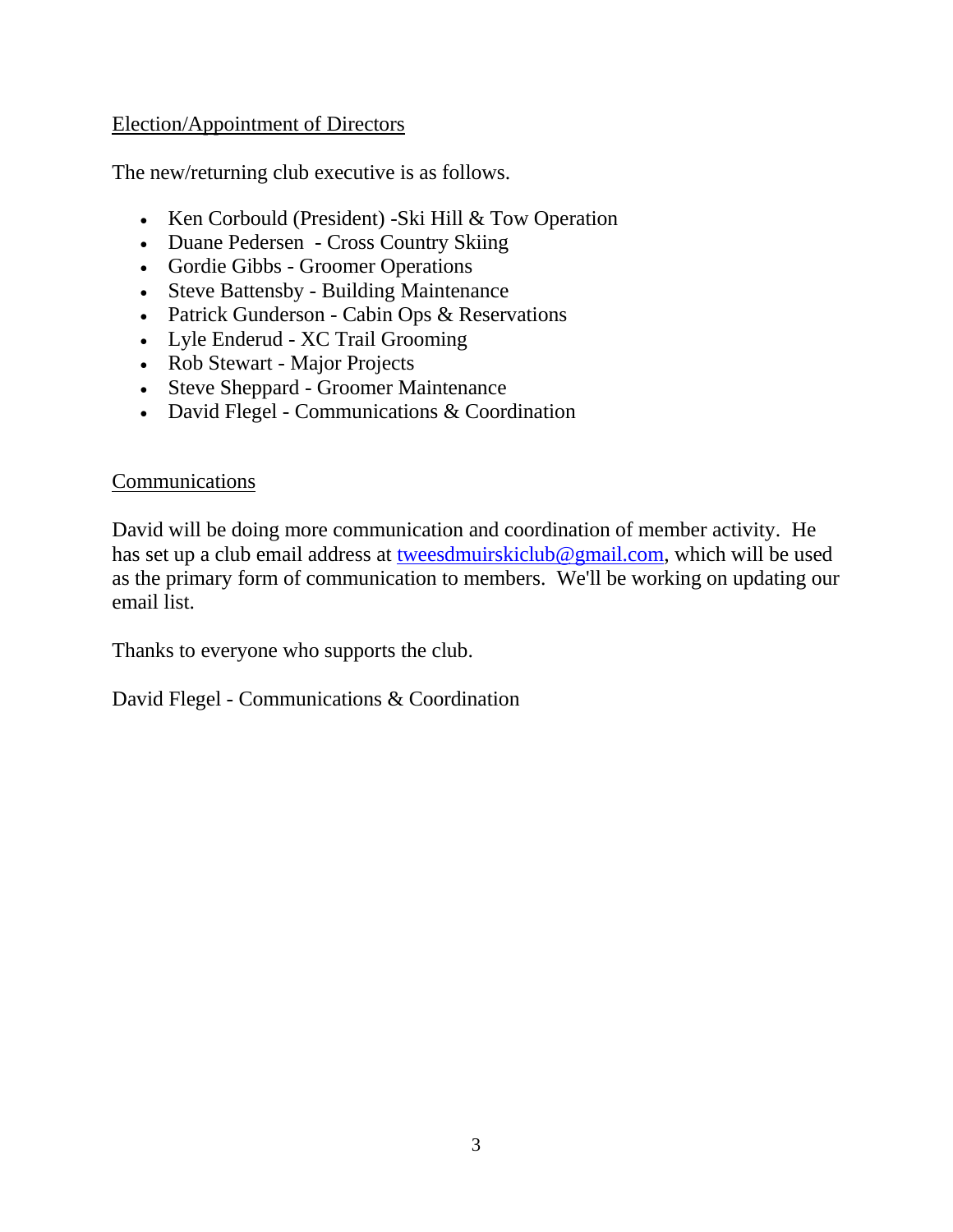## Election/Appointment of Directors

The new/returning club executive is as follows.

- Ken Corbould (President) -Ski Hill & Tow Operation
- Duane Pedersen - Cross Country Skiing
- Gordie Gibbs - Groomer Operations
- Steve Battensby - Building Maintenance
- Patrick Gunderson - Cabin Ops & Reservations
- Lyle Enderud - XC Trail Grooming
- Rob Stewart - Major Projects
- Steve Sheppard - Groomer Maintenance
- David Flegel - Communications & Coordination

## Communications

David will be doing more communication and coordination of member activity. He has set up a club email address at tweesdmuirskiclub@gmail.com, which will be used as the primary form of communication to members. We'll be working on updating our email list.

Thanks to everyone who supports the club.

David Flegel - Communications & Coordination